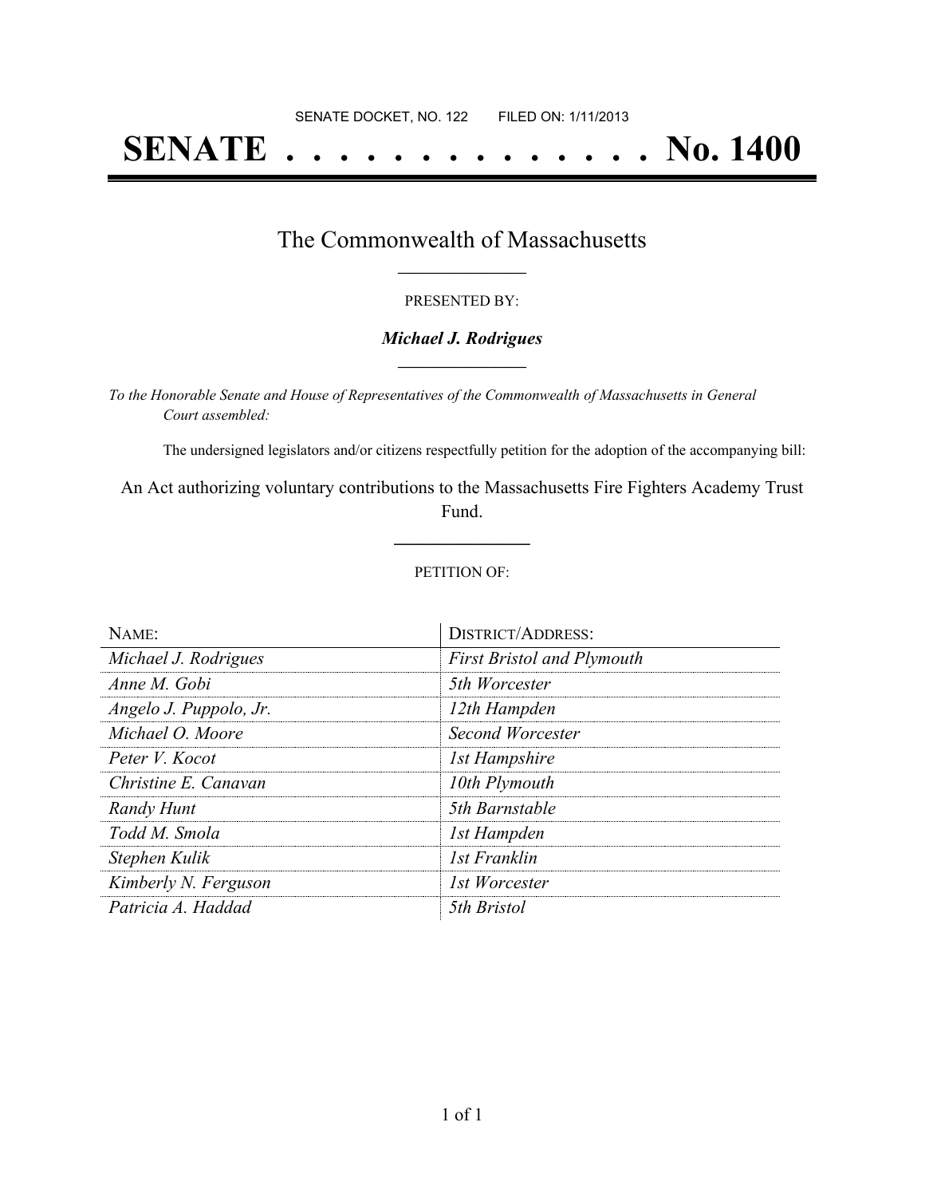SENATE DOCKET, NO. 122 FILED ON: 1/11/2013

# SENATE . . . . . . . . . . . . . . . No. 1400

## The Commonwealth of Massachusetts

PRESENTED BY:

***Michael J. Rodrigues***

*To the Honorable Senate and House of Representatives of the Commonwealth of Massachusetts in General Court assembled:*

The undersigned legislators and/or citizens respectfully petition for the adoption of the accompanying bill:

An Act authorizing voluntary contributions to the Massachusetts Fire Fighters Academy Trust Fund.

PETITION OF:

| NAME: | DISTRICT/ADDRESS: |
| --- | --- |
| *Michael J. Rodrigues* | *First Bristol and Plymouth* |
| *Anne M. Gobi* | *5th Worcester* |
| *Angelo J. Puppolo, Jr.* | *12th Hampden* |
| *Michael O. Moore* | *Second Worcester* |
| *Peter V. Kocot* | *1st Hampshire* |
| *Christine E. Canavan* | *10th Plymouth* |
| *Randy Hunt* | *5th Barnstable* |
| *Todd M. Smola* | *1st Hampden* |
| *Stephen Kulik* | *1st Franklin* |
| *Kimberly N. Ferguson* | *1st Worcester* |
| *Patricia A. Haddad* | *5th Bristol* |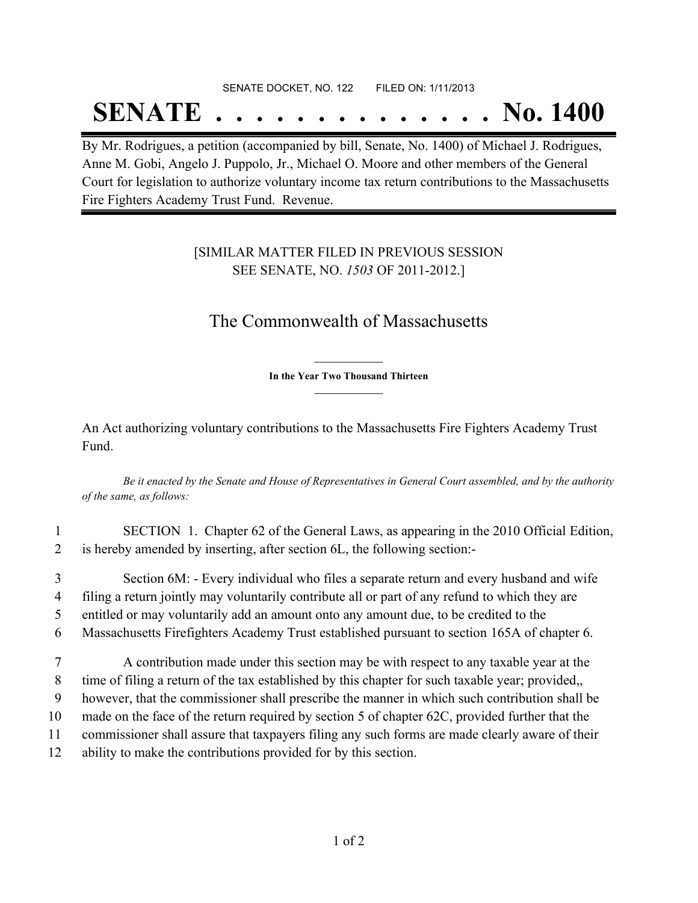SENATE DOCKET, NO. 122        FILED ON: 1/11/2013

# SENATE . . . . . . . . . . . . . . No. 1400

By Mr. Rodrigues, a petition (accompanied by bill, Senate, No. 1400) of Michael J. Rodrigues, Anne M. Gobi, Angelo J. Puppolo, Jr., Michael O. Moore and other members of the General Court for legislation to authorize voluntary income tax return contributions to the Massachusetts Fire Fighters Academy Trust Fund. Revenue.

[SIMILAR MATTER FILED IN PREVIOUS SESSION
SEE SENATE, NO. *1503* OF 2011-2012.]

## The Commonwealth of Massachusetts

**In the Year Two Thousand Thirteen**

An Act authorizing voluntary contributions to the Massachusetts Fire Fighters Academy Trust Fund.

*Be it enacted by the Senate and House of Representatives in General Court assembled, and by the authority of the same, as follows:*

1 SECTION 1. Chapter 62 of the General Laws, as appearing in the 2010 Official Edition,
2 is hereby amended by inserting, after section 6L, the following section:-

3 Section 6M: - Every individual who files a separate return and every husband and wife
4 filing a return jointly may voluntarily contribute all or part of any refund to which they are
5 entitled or may voluntarily add an amount onto any amount due, to be credited to the
6 Massachusetts Firefighters Academy Trust established pursuant to section 165A of chapter 6.

7 A contribution made under this section may be with respect to any taxable year at the
8 time of filing a return of the tax established by this chapter for such taxable year; provided,,
9 however, that the commissioner shall prescribe the manner in which such contribution shall be
10 made on the face of the return required by section 5 of chapter 62C, provided further that the
11 commissioner shall assure that taxpayers filing any such forms are made clearly aware of their
12 ability to make the contributions provided for by this section.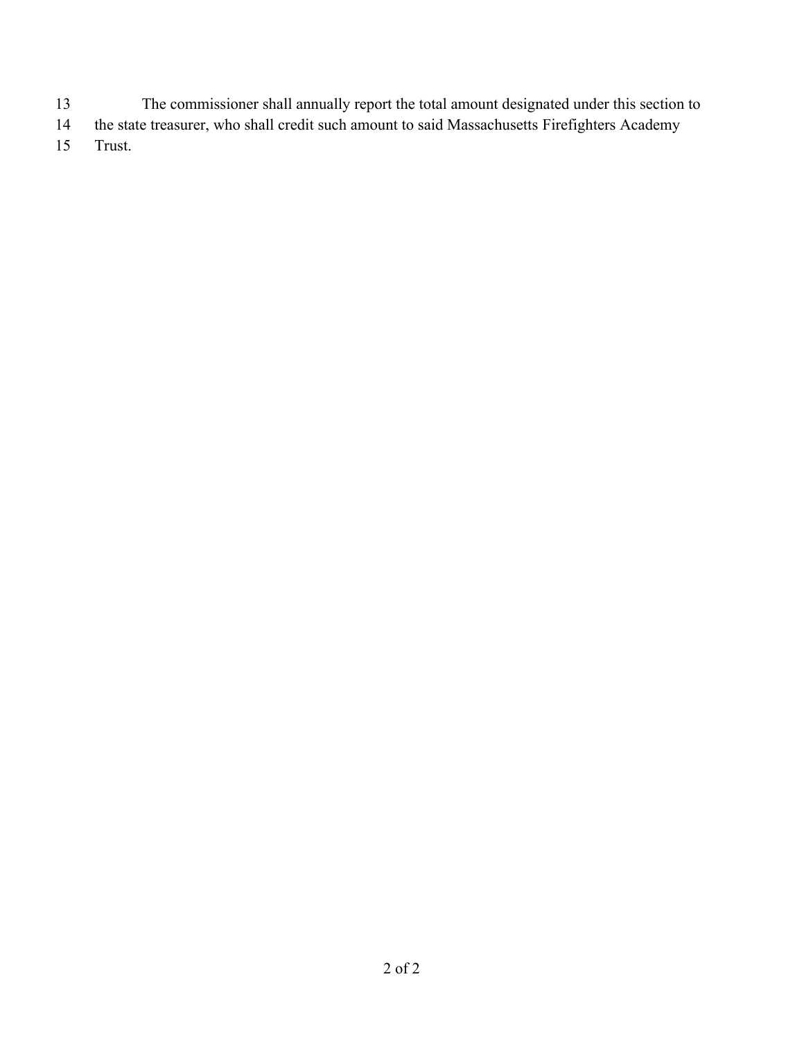The commissioner shall annually report the total amount designated under this section to the state treasurer, who shall credit such amount to said Massachusetts Firefighters Academy Trust.